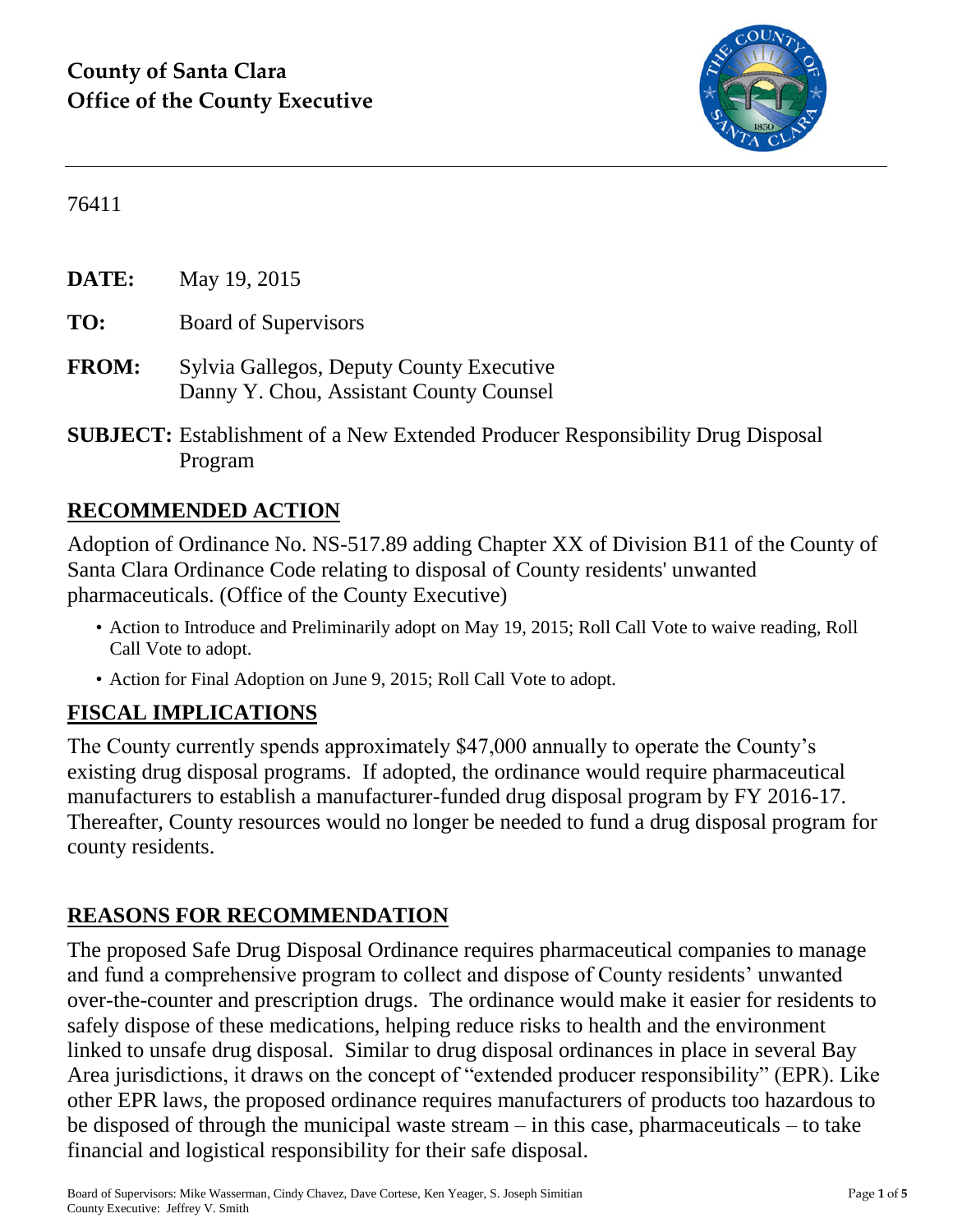**County of Santa Clara**
**Office of the County Executive**

76411

**DATE:** May 19, 2015

**TO:** Board of Supervisors

**FROM:** Sylvia Gallegos, Deputy County Executive
Danny Y. Chou, Assistant County Counsel

**SUBJECT:** Establishment of a New Extended Producer Responsibility Drug Disposal Program

## RECOMMENDED ACTION

Adoption of Ordinance No. NS-517.89 adding Chapter XX of Division B11 of the County of Santa Clara Ordinance Code relating to disposal of County residents' unwanted pharmaceuticals. (Office of the County Executive)

- Action to Introduce and Preliminarily adopt on May 19, 2015; Roll Call Vote to waive reading, Roll Call Vote to adopt.
- Action for Final Adoption on June 9, 2015; Roll Call Vote to adopt.

## FISCAL IMPLICATIONS

The County currently spends approximately $47,000 annually to operate the County's existing drug disposal programs. If adopted, the ordinance would require pharmaceutical manufacturers to establish a manufacturer-funded drug disposal program by FY 2016-17. Thereafter, County resources would no longer be needed to fund a drug disposal program for county residents.

## REASONS FOR RECOMMENDATION

The proposed Safe Drug Disposal Ordinance requires pharmaceutical companies to manage and fund a comprehensive program to collect and dispose of County residents' unwanted over-the-counter and prescription drugs. The ordinance would make it easier for residents to safely dispose of these medications, helping reduce risks to health and the environment linked to unsafe drug disposal. Similar to drug disposal ordinances in place in several Bay Area jurisdictions, it draws on the concept of "extended producer responsibility" (EPR). Like other EPR laws, the proposed ordinance requires manufacturers of products too hazardous to be disposed of through the municipal waste stream – in this case, pharmaceuticals – to take financial and logistical responsibility for their safe disposal.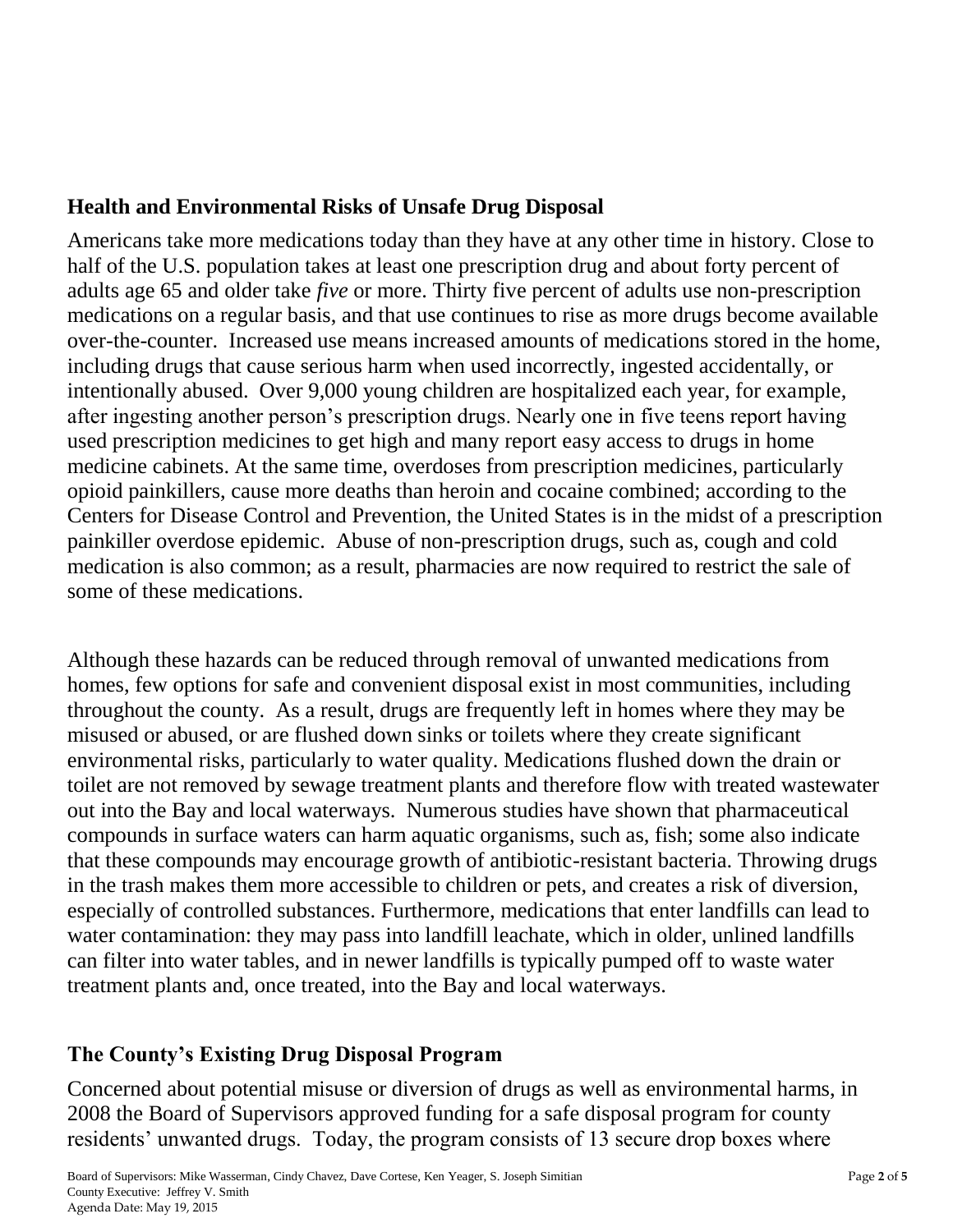## Health and Environmental Risks of Unsafe Drug Disposal

Americans take more medications today than they have at any other time in history. Close to half of the U.S. population takes at least one prescription drug and about forty percent of adults age 65 and older take *five* or more. Thirty five percent of adults use non-prescription medications on a regular basis, and that use continues to rise as more drugs become available over-the-counter. Increased use means increased amounts of medications stored in the home, including drugs that cause serious harm when used incorrectly, ingested accidentally, or intentionally abused. Over 9,000 young children are hospitalized each year, for example, after ingesting another person's prescription drugs. Nearly one in five teens report having used prescription medicines to get high and many report easy access to drugs in home medicine cabinets. At the same time, overdoses from prescription medicines, particularly opioid painkillers, cause more deaths than heroin and cocaine combined; according to the Centers for Disease Control and Prevention, the United States is in the midst of a prescription painkiller overdose epidemic. Abuse of non-prescription drugs, such as, cough and cold medication is also common; as a result, pharmacies are now required to restrict the sale of some of these medications.

Although these hazards can be reduced through removal of unwanted medications from homes, few options for safe and convenient disposal exist in most communities, including throughout the county. As a result, drugs are frequently left in homes where they may be misused or abused, or are flushed down sinks or toilets where they create significant environmental risks, particularly to water quality. Medications flushed down the drain or toilet are not removed by sewage treatment plants and therefore flow with treated wastewater out into the Bay and local waterways. Numerous studies have shown that pharmaceutical compounds in surface waters can harm aquatic organisms, such as, fish; some also indicate that these compounds may encourage growth of antibiotic-resistant bacteria. Throwing drugs in the trash makes them more accessible to children or pets, and creates a risk of diversion, especially of controlled substances. Furthermore, medications that enter landfills can lead to water contamination: they may pass into landfill leachate, which in older, unlined landfills can filter into water tables, and in newer landfills is typically pumped off to waste water treatment plants and, once treated, into the Bay and local waterways.

## The County's Existing Drug Disposal Program

Concerned about potential misuse or diversion of drugs as well as environmental harms, in 2008 the Board of Supervisors approved funding for a safe disposal program for county residents' unwanted drugs. Today, the program consists of 13 secure drop boxes where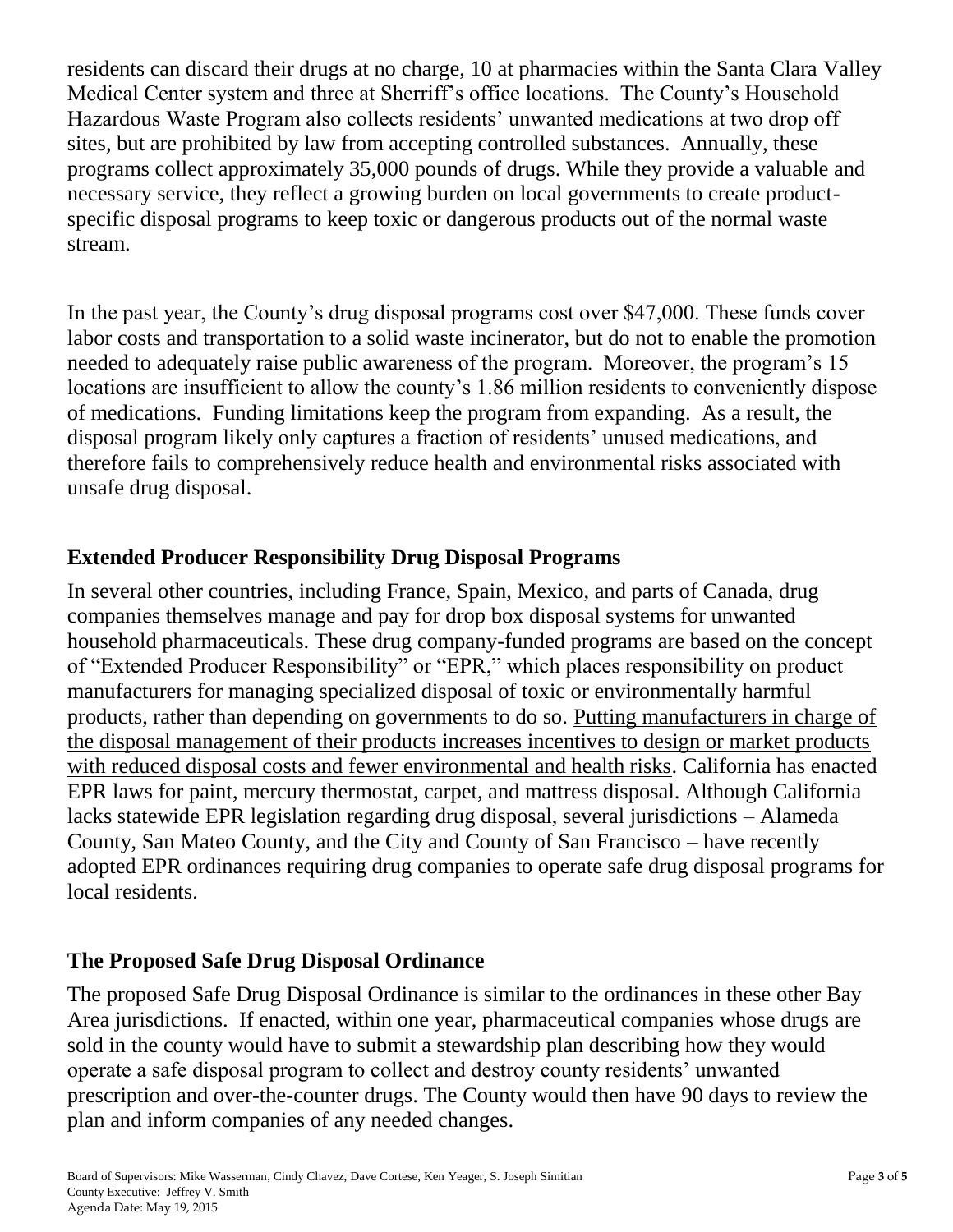residents can discard their drugs at no charge, 10 at pharmacies within the Santa Clara Valley Medical Center system and three at Sherriff's office locations. The County's Household Hazardous Waste Program also collects residents' unwanted medications at two drop off sites, but are prohibited by law from accepting controlled substances. Annually, these programs collect approximately 35,000 pounds of drugs. While they provide a valuable and necessary service, they reflect a growing burden on local governments to create product-specific disposal programs to keep toxic or dangerous products out of the normal waste stream.

In the past year, the County's drug disposal programs cost over $47,000. These funds cover labor costs and transportation to a solid waste incinerator, but do not to enable the promotion needed to adequately raise public awareness of the program. Moreover, the program's 15 locations are insufficient to allow the county's 1.86 million residents to conveniently dispose of medications. Funding limitations keep the program from expanding. As a result, the disposal program likely only captures a fraction of residents' unused medications, and therefore fails to comprehensively reduce health and environmental risks associated with unsafe drug disposal.

## Extended Producer Responsibility Drug Disposal Programs

In several other countries, including France, Spain, Mexico, and parts of Canada, drug companies themselves manage and pay for drop box disposal systems for unwanted household pharmaceuticals. These drug company-funded programs are based on the concept of "Extended Producer Responsibility" or "EPR," which places responsibility on product manufacturers for managing specialized disposal of toxic or environmentally harmful products, rather than depending on governments to do so. <u>Putting manufacturers in charge of the disposal management of their products increases incentives to design or market products with reduced disposal costs and fewer environmental and health risks</u>. California has enacted EPR laws for paint, mercury thermostat, carpet, and mattress disposal. Although California lacks statewide EPR legislation regarding drug disposal, several jurisdictions – Alameda County, San Mateo County, and the City and County of San Francisco – have recently adopted EPR ordinances requiring drug companies to operate safe drug disposal programs for local residents.

## The Proposed Safe Drug Disposal Ordinance

The proposed Safe Drug Disposal Ordinance is similar to the ordinances in these other Bay Area jurisdictions. If enacted, within one year, pharmaceutical companies whose drugs are sold in the county would have to submit a stewardship plan describing how they would operate a safe disposal program to collect and destroy county residents' unwanted prescription and over-the-counter drugs. The County would then have 90 days to review the plan and inform companies of any needed changes.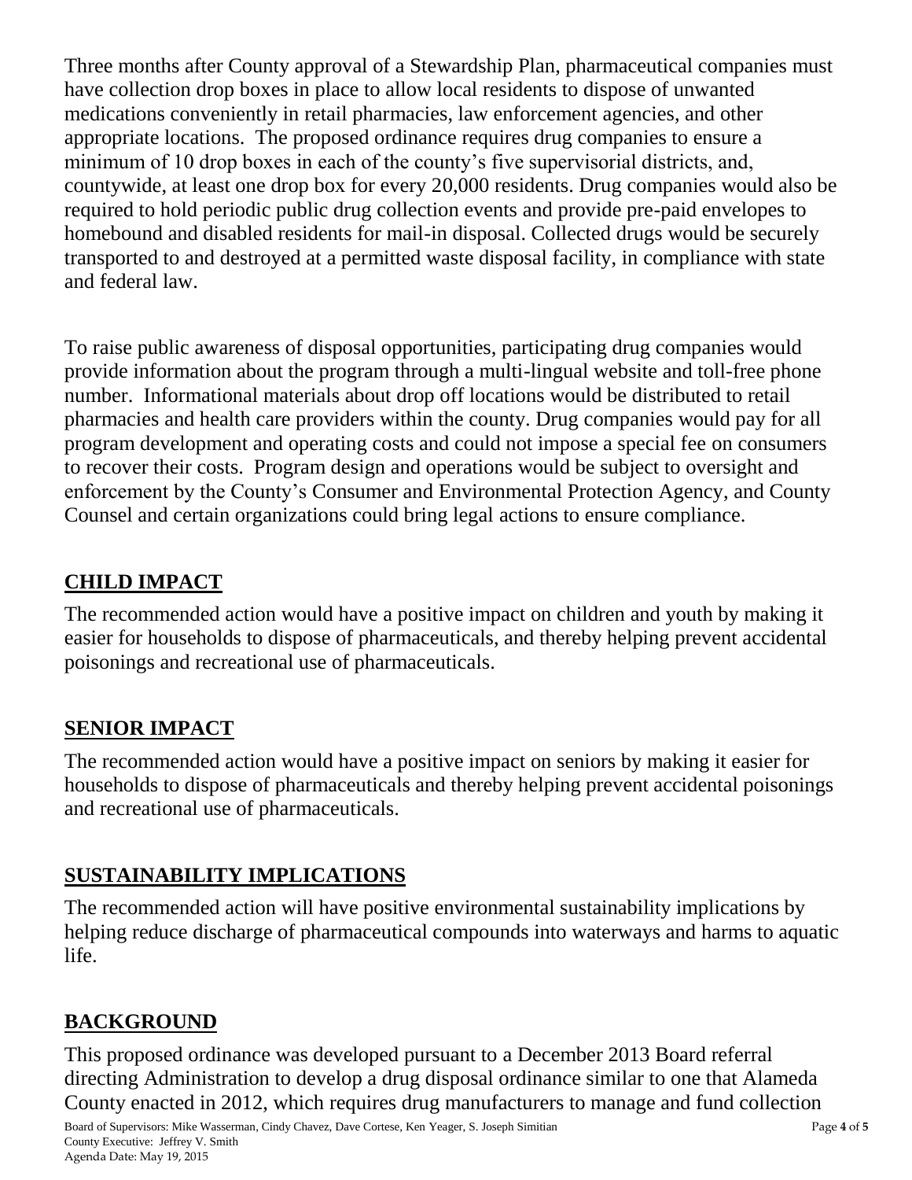Three months after County approval of a Stewardship Plan, pharmaceutical companies must have collection drop boxes in place to allow local residents to dispose of unwanted medications conveniently in retail pharmacies, law enforcement agencies, and other appropriate locations. The proposed ordinance requires drug companies to ensure a minimum of 10 drop boxes in each of the county's five supervisorial districts, and, countywide, at least one drop box for every 20,000 residents. Drug companies would also be required to hold periodic public drug collection events and provide pre-paid envelopes to homebound and disabled residents for mail-in disposal. Collected drugs would be securely transported to and destroyed at a permitted waste disposal facility, in compliance with state and federal law.

To raise public awareness of disposal opportunities, participating drug companies would provide information about the program through a multi-lingual website and toll-free phone number. Informational materials about drop off locations would be distributed to retail pharmacies and health care providers within the county. Drug companies would pay for all program development and operating costs and could not impose a special fee on consumers to recover their costs. Program design and operations would be subject to oversight and enforcement by the County's Consumer and Environmental Protection Agency, and County Counsel and certain organizations could bring legal actions to ensure compliance.

## CHILD IMPACT

The recommended action would have a positive impact on children and youth by making it easier for households to dispose of pharmaceuticals, and thereby helping prevent accidental poisonings and recreational use of pharmaceuticals.

## SENIOR IMPACT

The recommended action would have a positive impact on seniors by making it easier for households to dispose of pharmaceuticals and thereby helping prevent accidental poisonings and recreational use of pharmaceuticals.

## SUSTAINABILITY IMPLICATIONS

The recommended action will have positive environmental sustainability implications by helping reduce discharge of pharmaceutical compounds into waterways and harms to aquatic life.

## BACKGROUND

This proposed ordinance was developed pursuant to a December 2013 Board referral directing Administration to develop a drug disposal ordinance similar to one that Alameda County enacted in 2012, which requires drug manufacturers to manage and fund collection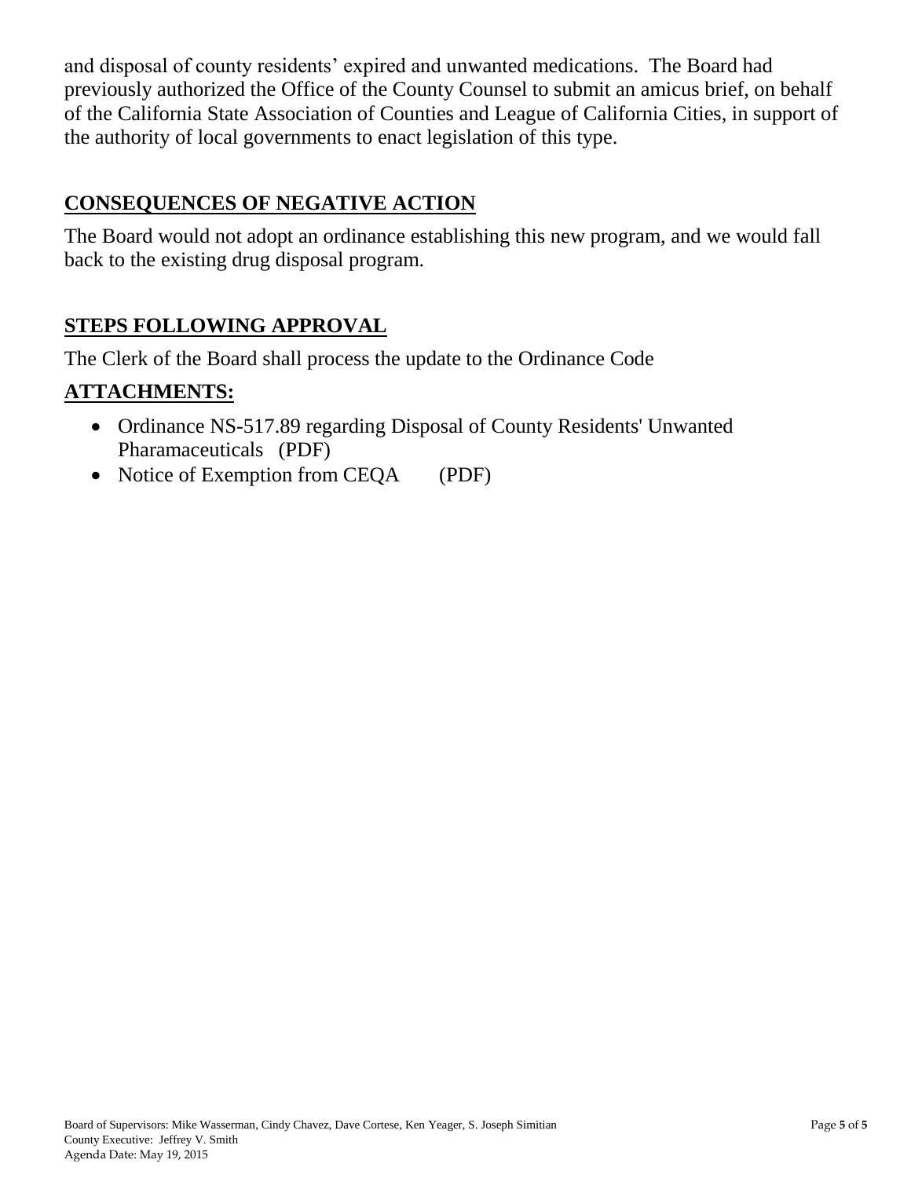and disposal of county residents' expired and unwanted medications. The Board had previously authorized the Office of the County Counsel to submit an amicus brief, on behalf of the California State Association of Counties and League of California Cities, in support of the authority of local governments to enact legislation of this type.

## CONSEQUENCES OF NEGATIVE ACTION

The Board would not adopt an ordinance establishing this new program, and we would fall back to the existing drug disposal program.

## STEPS FOLLOWING APPROVAL

The Clerk of the Board shall process the update to the Ordinance Code

## ATTACHMENTS:

- Ordinance NS-517.89 regarding Disposal of County Residents' Unwanted Pharamaceuticals (PDF)
- Notice of Exemption from CEQA (PDF)